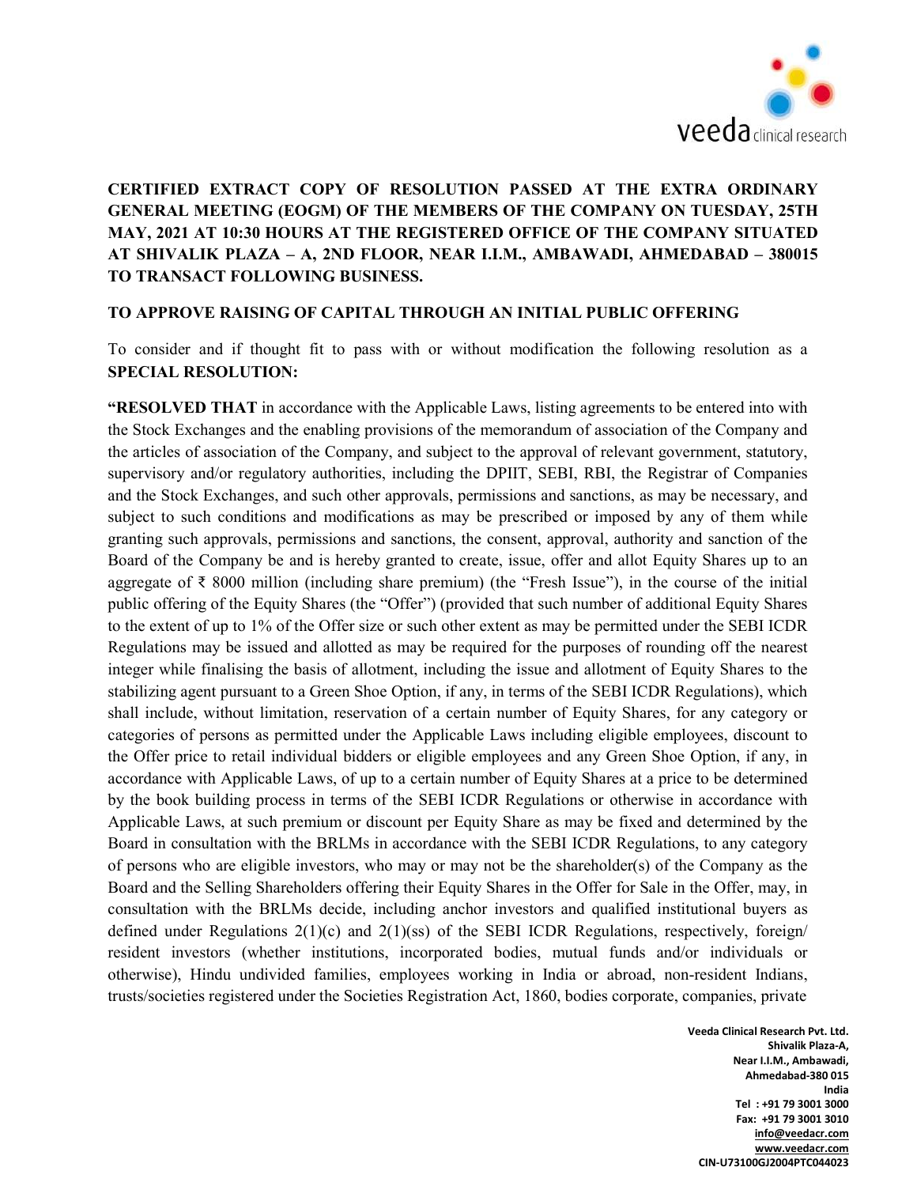**CERTIFIED EXTRACT COPY OF RESOLUTION PASSED AT THE EXTRA ORDINARY GENERAL MEETING (EOGM) OF THE MEMBERS OF THE COMPANY ON TUESDAY, 25TH MAY, 2021 AT 10:30 HOURS AT THE REGISTERED OFFICE OF THE COMPANY SITUATED AT SHIVALIK PLAZA – A, 2ND FLOOR, NEAR I.I.M., AMBAWADI, AHMEDABAD – 380015 TO TRANSACT FOLLOWING BUSINESS.**

**TO APPROVE RAISING OF CAPITAL THROUGH AN INITIAL PUBLIC OFFERING**

To consider and if thought fit to pass with or without modification the following resolution as a **SPECIAL RESOLUTION:**

**"RESOLVED THAT** in accordance with the Applicable Laws, listing agreements to be entered into with the Stock Exchanges and the enabling provisions of the memorandum of association of the Company and the articles of association of the Company, and subject to the approval of relevant government, statutory, supervisory and/or regulatory authorities, including the DPIIT, SEBI, RBI, the Registrar of Companies and the Stock Exchanges, and such other approvals, permissions and sanctions, as may be necessary, and subject to such conditions and modifications as may be prescribed or imposed by any of them while granting such approvals, permissions and sanctions, the consent, approval, authority and sanction of the Board of the Company be and is hereby granted to create, issue, offer and allot Equity Shares up to an aggregate of ₹ 8000 million (including share premium) (the "Fresh Issue"), in the course of the initial public offering of the Equity Shares (the "Offer") (provided that such number of additional Equity Shares to the extent of up to 1% of the Offer size or such other extent as may be permitted under the SEBI ICDR Regulations may be issued and allotted as may be required for the purposes of rounding off the nearest integer while finalising the basis of allotment, including the issue and allotment of Equity Shares to the stabilizing agent pursuant to a Green Shoe Option, if any, in terms of the SEBI ICDR Regulations), which shall include, without limitation, reservation of a certain number of Equity Shares, for any category or categories of persons as permitted under the Applicable Laws including eligible employees, discount to the Offer price to retail individual bidders or eligible employees and any Green Shoe Option, if any, in accordance with Applicable Laws, of up to a certain number of Equity Shares at a price to be determined by the book building process in terms of the SEBI ICDR Regulations or otherwise in accordance with Applicable Laws, at such premium or discount per Equity Share as may be fixed and determined by the Board in consultation with the BRLMs in accordance with the SEBI ICDR Regulations, to any category of persons who are eligible investors, who may or may not be the shareholder(s) of the Company as the Board and the Selling Shareholders offering their Equity Shares in the Offer for Sale in the Offer, may, in consultation with the BRLMs decide, including anchor investors and qualified institutional buyers as defined under Regulations 2(1)(c) and 2(1)(ss) of the SEBI ICDR Regulations, respectively, foreign/ resident investors (whether institutions, incorporated bodies, mutual funds and/or individuals or otherwise), Hindu undivided families, employees working in India or abroad, non-resident Indians, trusts/societies registered under the Societies Registration Act, 1860, bodies corporate, companies, private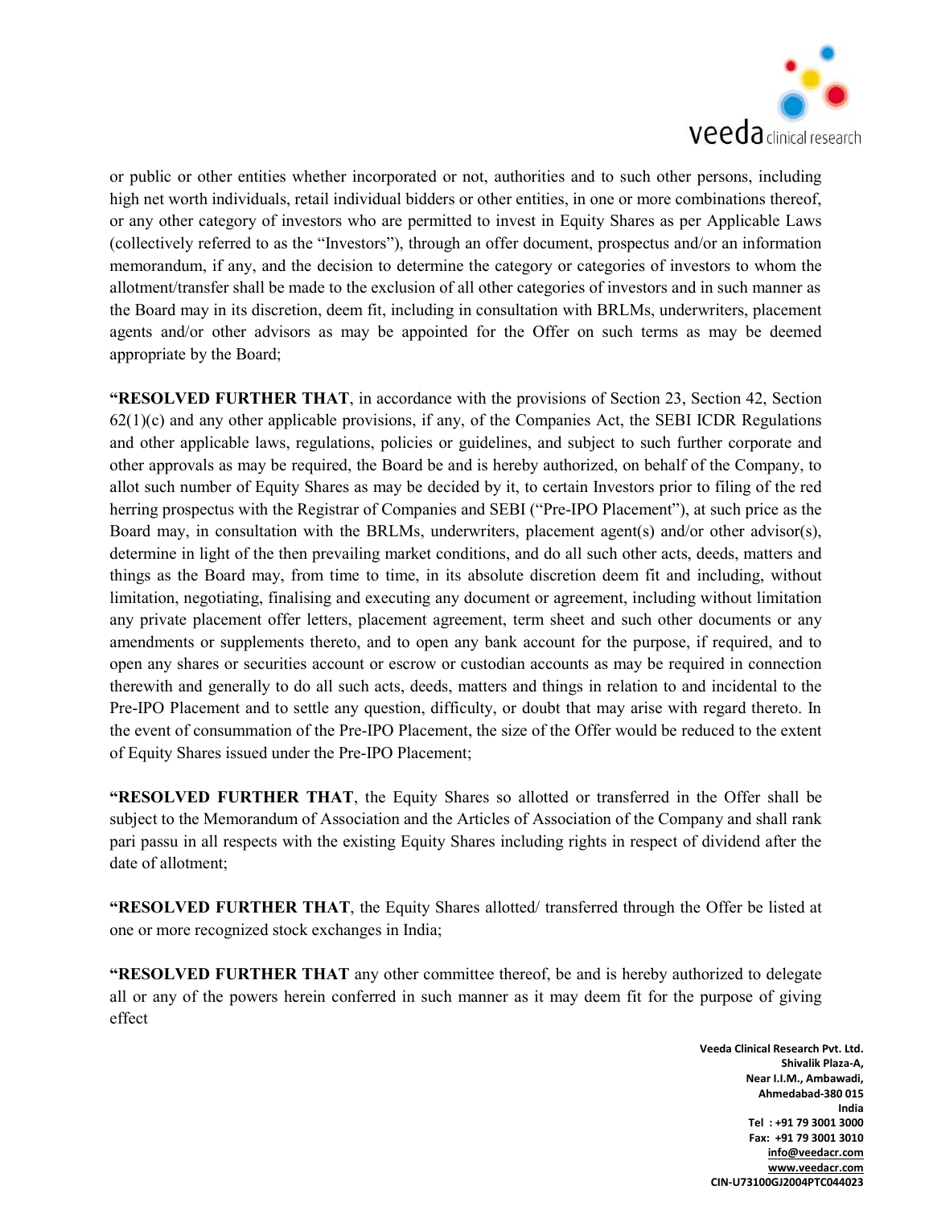or public or other entities whether incorporated or not, authorities and to such other persons, including high net worth individuals, retail individual bidders or other entities, in one or more combinations thereof, or any other category of investors who are permitted to invest in Equity Shares as per Applicable Laws (collectively referred to as the "Investors"), through an offer document, prospectus and/or an information memorandum, if any, and the decision to determine the category or categories of investors to whom the allotment/transfer shall be made to the exclusion of all other categories of investors and in such manner as the Board may in its discretion, deem fit, including in consultation with BRLMs, underwriters, placement agents and/or other advisors as may be appointed for the Offer on such terms as may be deemed appropriate by the Board;

"**RESOLVED FURTHER THAT**, in accordance with the provisions of Section 23, Section 42, Section 62(1)(c) and any other applicable provisions, if any, of the Companies Act, the SEBI ICDR Regulations and other applicable laws, regulations, policies or guidelines, and subject to such further corporate and other approvals as may be required, the Board be and is hereby authorized, on behalf of the Company, to allot such number of Equity Shares as may be decided by it, to certain Investors prior to filing of the red herring prospectus with the Registrar of Companies and SEBI ("Pre-IPO Placement"), at such price as the Board may, in consultation with the BRLMs, underwriters, placement agent(s) and/or other advisor(s), determine in light of the then prevailing market conditions, and do all such other acts, deeds, matters and things as the Board may, from time to time, in its absolute discretion deem fit and including, without limitation, negotiating, finalising and executing any document or agreement, including without limitation any private placement offer letters, placement agreement, term sheet and such other documents or any amendments or supplements thereto, and to open any bank account for the purpose, if required, and to open any shares or securities account or escrow or custodian accounts as may be required in connection therewith and generally to do all such acts, deeds, matters and things in relation to and incidental to the Pre-IPO Placement and to settle any question, difficulty, or doubt that may arise with regard thereto. In the event of consummation of the Pre-IPO Placement, the size of the Offer would be reduced to the extent of Equity Shares issued under the Pre-IPO Placement;

"**RESOLVED FURTHER THAT**, the Equity Shares so allotted or transferred in the Offer shall be subject to the Memorandum of Association and the Articles of Association of the Company and shall rank pari passu in all respects with the existing Equity Shares including rights in respect of dividend after the date of allotment;

"**RESOLVED FURTHER THAT**, the Equity Shares allotted/ transferred through the Offer be listed at one or more recognized stock exchanges in India;

"**RESOLVED FURTHER THAT** any other committee thereof, be and is hereby authorized to delegate all or any of the powers herein conferred in such manner as it may deem fit for the purpose of giving effect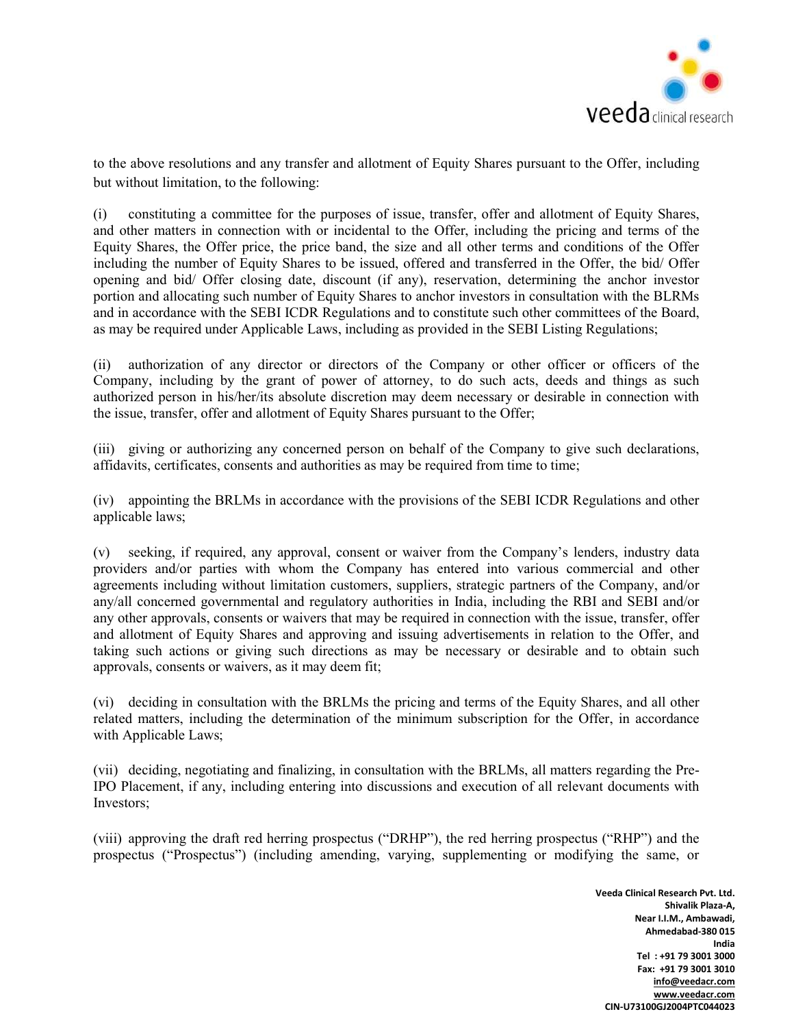to the above resolutions and any transfer and allotment of Equity Shares pursuant to the Offer, including but without limitation, to the following:

(i) constituting a committee for the purposes of issue, transfer, offer and allotment of Equity Shares, and other matters in connection with or incidental to the Offer, including the pricing and terms of the Equity Shares, the Offer price, the price band, the size and all other terms and conditions of the Offer including the number of Equity Shares to be issued, offered and transferred in the Offer, the bid/ Offer opening and bid/ Offer closing date, discount (if any), reservation, determining the anchor investor portion and allocating such number of Equity Shares to anchor investors in consultation with the BLRMs and in accordance with the SEBI ICDR Regulations and to constitute such other committees of the Board, as may be required under Applicable Laws, including as provided in the SEBI Listing Regulations;

(ii) authorization of any director or directors of the Company or other officer or officers of the Company, including by the grant of power of attorney, to do such acts, deeds and things as such authorized person in his/her/its absolute discretion may deem necessary or desirable in connection with the issue, transfer, offer and allotment of Equity Shares pursuant to the Offer;

(iii) giving or authorizing any concerned person on behalf of the Company to give such declarations, affidavits, certificates, consents and authorities as may be required from time to time;

(iv) appointing the BRLMs in accordance with the provisions of the SEBI ICDR Regulations and other applicable laws;

(v) seeking, if required, any approval, consent or waiver from the Company's lenders, industry data providers and/or parties with whom the Company has entered into various commercial and other agreements including without limitation customers, suppliers, strategic partners of the Company, and/or any/all concerned governmental and regulatory authorities in India, including the RBI and SEBI and/or any other approvals, consents or waivers that may be required in connection with the issue, transfer, offer and allotment of Equity Shares and approving and issuing advertisements in relation to the Offer, and taking such actions or giving such directions as may be necessary or desirable and to obtain such approvals, consents or waivers, as it may deem fit;

(vi) deciding in consultation with the BRLMs the pricing and terms of the Equity Shares, and all other related matters, including the determination of the minimum subscription for the Offer, in accordance with Applicable Laws;

(vii) deciding, negotiating and finalizing, in consultation with the BRLMs, all matters regarding the Pre-IPO Placement, if any, including entering into discussions and execution of all relevant documents with Investors;

(viii) approving the draft red herring prospectus ("DRHP"), the red herring prospectus ("RHP") and the prospectus ("Prospectus") (including amending, varying, supplementing or modifying the same, or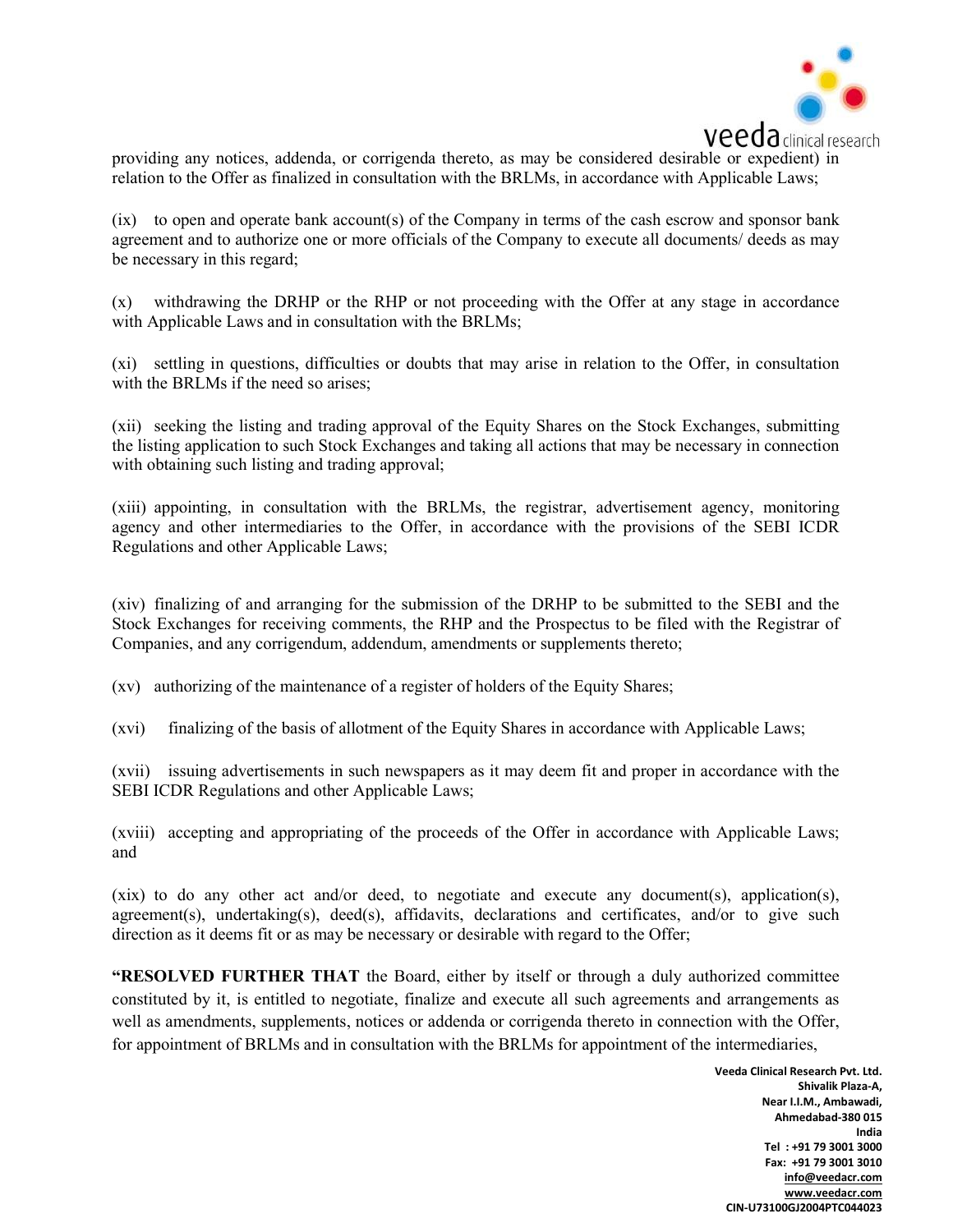providing any notices, addenda, or corrigenda thereto, as may be considered desirable or expedient) in relation to the Offer as finalized in consultation with the BRLMs, in accordance with Applicable Laws;

(ix) to open and operate bank account(s) of the Company in terms of the cash escrow and sponsor bank agreement and to authorize one or more officials of the Company to execute all documents/ deeds as may be necessary in this regard;

(x) withdrawing the DRHP or the RHP or not proceeding with the Offer at any stage in accordance with Applicable Laws and in consultation with the BRLMs;

(xi) settling in questions, difficulties or doubts that may arise in relation to the Offer, in consultation with the BRLMs if the need so arises;

(xii) seeking the listing and trading approval of the Equity Shares on the Stock Exchanges, submitting the listing application to such Stock Exchanges and taking all actions that may be necessary in connection with obtaining such listing and trading approval;

(xiii) appointing, in consultation with the BRLMs, the registrar, advertisement agency, monitoring agency and other intermediaries to the Offer, in accordance with the provisions of the SEBI ICDR Regulations and other Applicable Laws;

(xiv) finalizing of and arranging for the submission of the DRHP to be submitted to the SEBI and the Stock Exchanges for receiving comments, the RHP and the Prospectus to be filed with the Registrar of Companies, and any corrigendum, addendum, amendments or supplements thereto;

(xv) authorizing of the maintenance of a register of holders of the Equity Shares;

(xvi) finalizing of the basis of allotment of the Equity Shares in accordance with Applicable Laws;

(xvii) issuing advertisements in such newspapers as it may deem fit and proper in accordance with the SEBI ICDR Regulations and other Applicable Laws;

(xviii) accepting and appropriating of the proceeds of the Offer in accordance with Applicable Laws; and

(xix) to do any other act and/or deed, to negotiate and execute any document(s), application(s), agreement(s), undertaking(s), deed(s), affidavits, declarations and certificates, and/or to give such direction as it deems fit or as may be necessary or desirable with regard to the Offer;

**"RESOLVED FURTHER THAT** the Board, either by itself or through a duly authorized committee constituted by it, is entitled to negotiate, finalize and execute all such agreements and arrangements as well as amendments, supplements, notices or addenda or corrigenda thereto in connection with the Offer, for appointment of BRLMs and in consultation with the BRLMs for appointment of the intermediaries,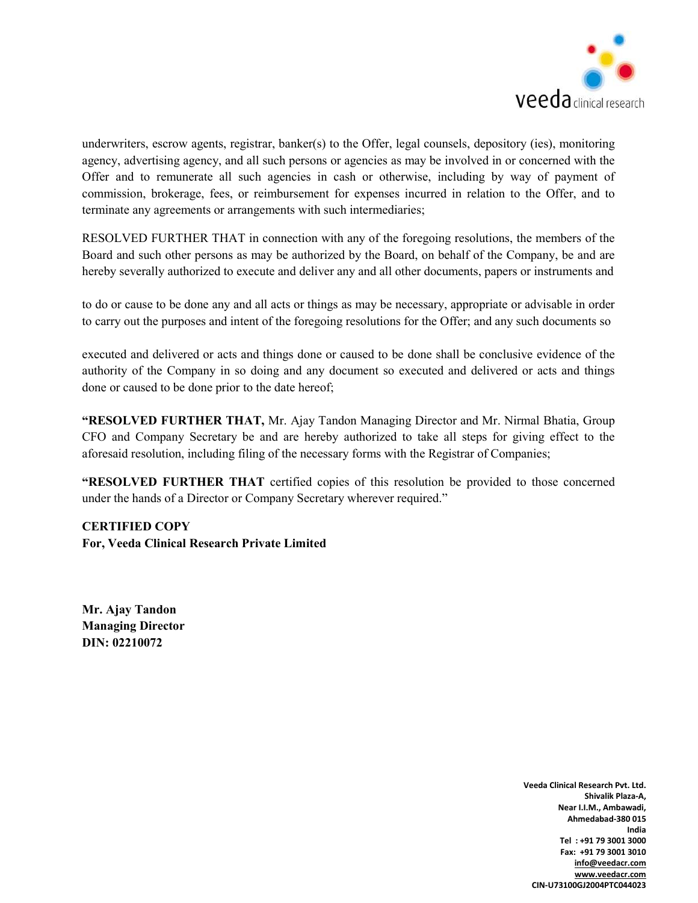underwriters, escrow agents, registrar, banker(s) to the Offer, legal counsels, depository (ies), monitoring agency, advertising agency, and all such persons or agencies as may be involved in or concerned with the Offer and to remunerate all such agencies in cash or otherwise, including by way of payment of commission, brokerage, fees, or reimbursement for expenses incurred in relation to the Offer, and to terminate any agreements or arrangements with such intermediaries;

RESOLVED FURTHER THAT in connection with any of the foregoing resolutions, the members of the Board and such other persons as may be authorized by the Board, on behalf of the Company, be and are hereby severally authorized to execute and deliver any and all other documents, papers or instruments and

to do or cause to be done any and all acts or things as may be necessary, appropriate or advisable in order to carry out the purposes and intent of the foregoing resolutions for the Offer; and any such documents so

executed and delivered or acts and things done or caused to be done shall be conclusive evidence of the authority of the Company in so doing and any document so executed and delivered or acts and things done or caused to be done prior to the date hereof;

**"RESOLVED FURTHER THAT,** Mr. Ajay Tandon Managing Director and Mr. Nirmal Bhatia, Group CFO and Company Secretary be and are hereby authorized to take all steps for giving effect to the aforesaid resolution, including filing of the necessary forms with the Registrar of Companies;

**"RESOLVED FURTHER THAT** certified copies of this resolution be provided to those concerned under the hands of a Director or Company Secretary wherever required."

**CERTIFIED COPY**
**For, Veeda Clinical Research Private Limited**

**Mr. Ajay Tandon**
**Managing Director**
**DIN: 02210072**

Veeda Clinical Research Pvt. Ltd.
Shivalik Plaza-A,
Near I.I.M., Ambawadi,
Ahmedabad-380 015
India
Tel : +91 79 3001 3000
Fax: +91 79 3001 3010
info@veedacr.com
www.veedacr.com
CIN-U73100GJ2004PTC044023